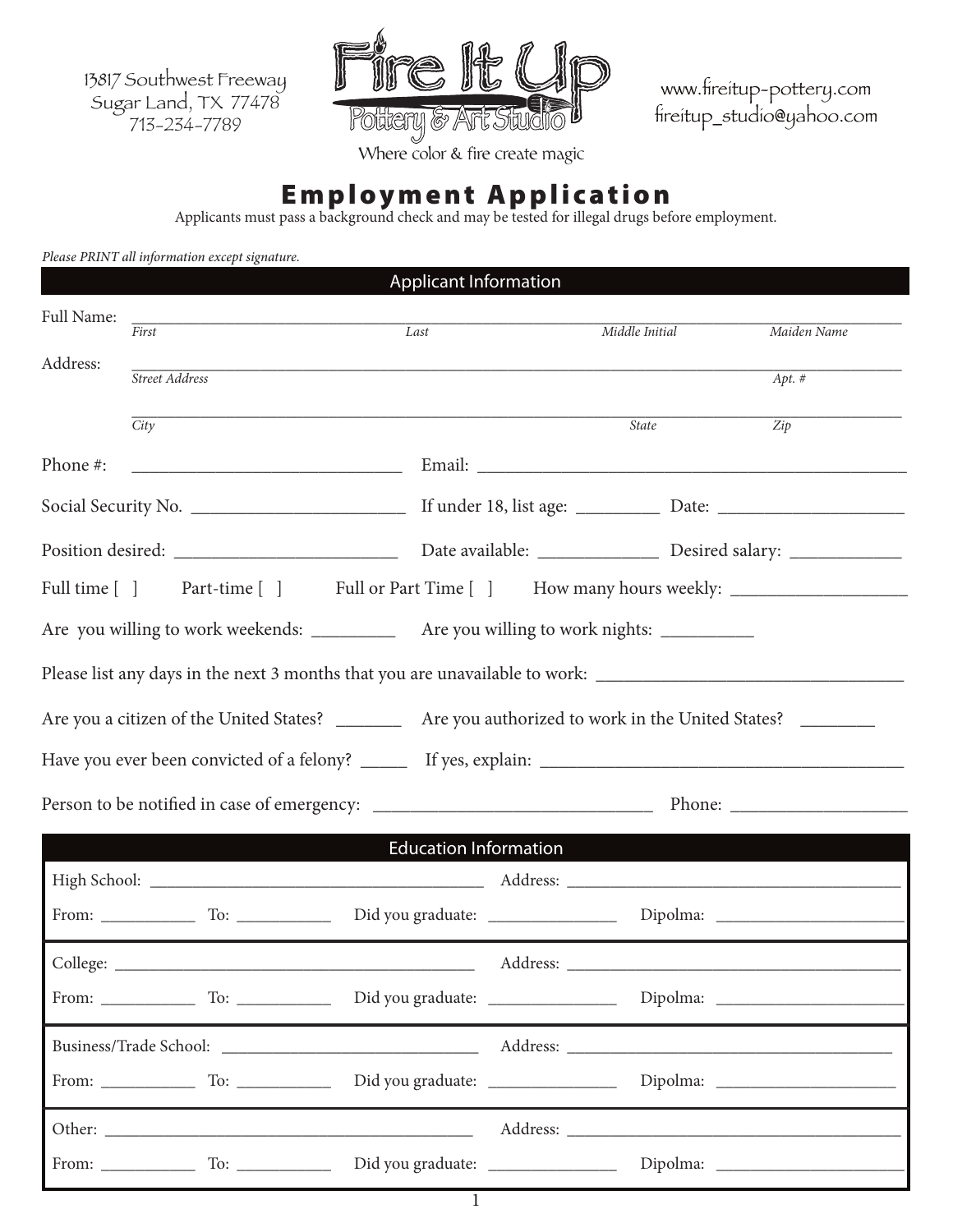13817 Southwest Freeway
Sugar Land, TX 77478
713-234-7789

**Fire It Up**
**Pottery & Art Studio**
Where color & fire create magic

www.fireitup-pottery.com
fireitup_studio@yahoo.com

# Employment Application

Applicants must pass a background check and may be tested for illegal drugs before employment.

*Please PRINT all information except signature.*

## Applicant Information

Full Name: ______________________________________________________________
*First* *Last* *Middle Initial* *Maiden Name*

Address: ______________________________________________________________
*Street Address* *Apt. #*

______________________________________________________________
*City* *State* *Zip*

Phone #: ____________________________ Email: ____________________________________________

Social Security No. ______________________ If under 18, list age: _________ Date: ___________________

Position desired: _______________________ Date available: _____________ Desired salary: ____________

Full time [ ] Part-time [ ] Full or Part Time [ ] How many hours weekly: ___________________

Are you willing to work weekends: _________ Are you willing to work nights: __________

Please list any days in the next 3 months that you are unavailable to work: _________________________________

Are you a citizen of the United States? _______ Are you authorized to work in the United States? ________

Have you ever been convicted of a felony? _____ If yes, explain: ________________________________________

Person to be notified in case of emergency: ______________________________ Phone: __________________

## Education Information

High School: ________________________________________ Address: ________________________________________

From: ___________ To: ___________ Did you graduate: _______________ Dipolma: ______________________

College: ____________________________________________ Address: ________________________________________

From: ___________ To: ___________ Did you graduate: _______________ Dipolma: ______________________

Business/Trade School: ______________________________ Address: ________________________________________

From: ___________ To: ___________ Did you graduate: _______________ Dipolma: ______________________

Other: ______________________________________________ Address: ________________________________________

From: ___________ To: ___________ Did you graduate: _______________ Dipolma: ______________________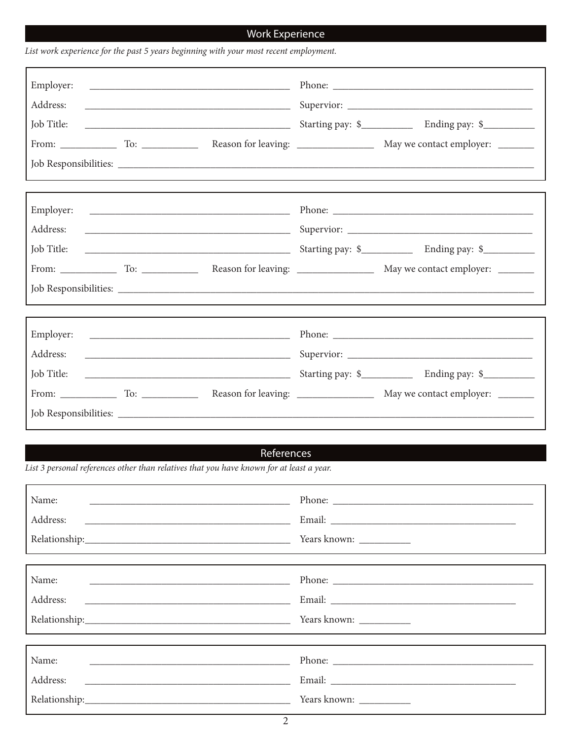## Work Experience

*List work experience for the past 5 years beginning with your most recent employment.*

Employer: ________________________________________ Phone: ________________________________________

Address: ________________________________________ Supervior: ____________________________________

Job Title: ________________________________________ Starting pay: $__________ Ending pay: $__________

From: ___________ To: ___________ Reason for leaving: _______________ May we contact employer: _______

Job Responsibilities: ________________________________________________________________________________

---

Employer: ________________________________________ Phone: ________________________________________

Address: ________________________________________ Supervior: ____________________________________

Job Title: ________________________________________ Starting pay: $__________ Ending pay: $__________

From: ___________ To: ___________ Reason for leaving: _______________ May we contact employer: _______

Job Responsibilities: ________________________________________________________________________________

---

Employer: ________________________________________ Phone: ________________________________________

Address: ________________________________________ Supervior: ____________________________________

Job Title: ________________________________________ Starting pay: $__________ Ending pay: $__________

From: ___________ To: ___________ Reason for leaving: _______________ May we contact employer: _______

Job Responsibilities: ________________________________________________________________________________

## References

*List 3 personal references other than relatives that you have known for at least a year.*

Name: ________________________________________ Phone: ________________________________________

Address: ________________________________________ Email: ______________________________________

Relationship: ____________________________________ Years known: __________

---

Name: ________________________________________ Phone: ________________________________________

Address: ________________________________________ Email: ______________________________________

Relationship: ____________________________________ Years known: __________

---

Name: ________________________________________ Phone: ________________________________________

Address: ________________________________________ Email: ______________________________________

Relationship: ____________________________________ Years known: __________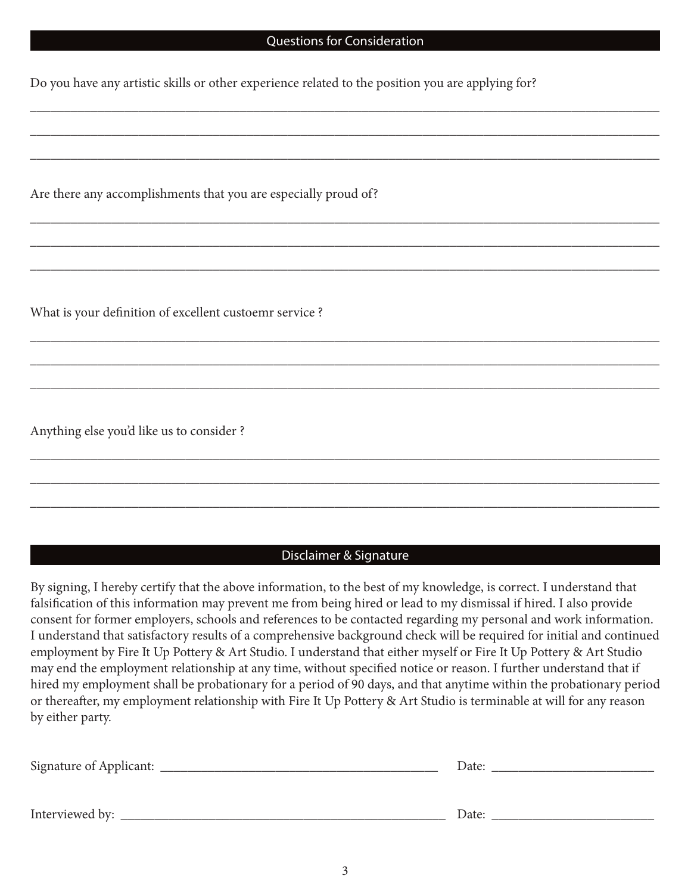## Questions for Consideration

Do you have any artistic skills or other experience related to the position you are applying for?

\_\_\_\_\_\_\_\_\_\_\_\_\_\_\_\_\_\_\_\_\_\_\_\_\_\_\_\_\_\_\_\_\_\_\_\_\_\_\_\_\_\_\_\_\_\_\_\_\_\_\_\_\_\_\_\_\_\_\_\_\_\_\_\_\_\_\_\_\_\_\_\_\_\_\_\_\_\_

\_\_\_\_\_\_\_\_\_\_\_\_\_\_\_\_\_\_\_\_\_\_\_\_\_\_\_\_\_\_\_\_\_\_\_\_\_\_\_\_\_\_\_\_\_\_\_\_\_\_\_\_\_\_\_\_\_\_\_\_\_\_\_\_\_\_\_\_\_\_\_\_\_\_\_\_\_\_

\_\_\_\_\_\_\_\_\_\_\_\_\_\_\_\_\_\_\_\_\_\_\_\_\_\_\_\_\_\_\_\_\_\_\_\_\_\_\_\_\_\_\_\_\_\_\_\_\_\_\_\_\_\_\_\_\_\_\_\_\_\_\_\_\_\_\_\_\_\_\_\_\_\_\_\_\_\_

Are there any accomplishments that you are especially proud of?

\_\_\_\_\_\_\_\_\_\_\_\_\_\_\_\_\_\_\_\_\_\_\_\_\_\_\_\_\_\_\_\_\_\_\_\_\_\_\_\_\_\_\_\_\_\_\_\_\_\_\_\_\_\_\_\_\_\_\_\_\_\_\_\_\_\_\_\_\_\_\_\_\_\_\_\_\_\_

\_\_\_\_\_\_\_\_\_\_\_\_\_\_\_\_\_\_\_\_\_\_\_\_\_\_\_\_\_\_\_\_\_\_\_\_\_\_\_\_\_\_\_\_\_\_\_\_\_\_\_\_\_\_\_\_\_\_\_\_\_\_\_\_\_\_\_\_\_\_\_\_\_\_\_\_\_\_

\_\_\_\_\_\_\_\_\_\_\_\_\_\_\_\_\_\_\_\_\_\_\_\_\_\_\_\_\_\_\_\_\_\_\_\_\_\_\_\_\_\_\_\_\_\_\_\_\_\_\_\_\_\_\_\_\_\_\_\_\_\_\_\_\_\_\_\_\_\_\_\_\_\_\_\_\_\_

What is your definition of excellent custoemr service ?

\_\_\_\_\_\_\_\_\_\_\_\_\_\_\_\_\_\_\_\_\_\_\_\_\_\_\_\_\_\_\_\_\_\_\_\_\_\_\_\_\_\_\_\_\_\_\_\_\_\_\_\_\_\_\_\_\_\_\_\_\_\_\_\_\_\_\_\_\_\_\_\_\_\_\_\_\_\_

\_\_\_\_\_\_\_\_\_\_\_\_\_\_\_\_\_\_\_\_\_\_\_\_\_\_\_\_\_\_\_\_\_\_\_\_\_\_\_\_\_\_\_\_\_\_\_\_\_\_\_\_\_\_\_\_\_\_\_\_\_\_\_\_\_\_\_\_\_\_\_\_\_\_\_\_\_\_

\_\_\_\_\_\_\_\_\_\_\_\_\_\_\_\_\_\_\_\_\_\_\_\_\_\_\_\_\_\_\_\_\_\_\_\_\_\_\_\_\_\_\_\_\_\_\_\_\_\_\_\_\_\_\_\_\_\_\_\_\_\_\_\_\_\_\_\_\_\_\_\_\_\_\_\_\_\_

Anything else you'd like us to consider ?

\_\_\_\_\_\_\_\_\_\_\_\_\_\_\_\_\_\_\_\_\_\_\_\_\_\_\_\_\_\_\_\_\_\_\_\_\_\_\_\_\_\_\_\_\_\_\_\_\_\_\_\_\_\_\_\_\_\_\_\_\_\_\_\_\_\_\_\_\_\_\_\_\_\_\_\_\_\_

\_\_\_\_\_\_\_\_\_\_\_\_\_\_\_\_\_\_\_\_\_\_\_\_\_\_\_\_\_\_\_\_\_\_\_\_\_\_\_\_\_\_\_\_\_\_\_\_\_\_\_\_\_\_\_\_\_\_\_\_\_\_\_\_\_\_\_\_\_\_\_\_\_\_\_\_\_\_

\_\_\_\_\_\_\_\_\_\_\_\_\_\_\_\_\_\_\_\_\_\_\_\_\_\_\_\_\_\_\_\_\_\_\_\_\_\_\_\_\_\_\_\_\_\_\_\_\_\_\_\_\_\_\_\_\_\_\_\_\_\_\_\_\_\_\_\_\_\_\_\_\_\_\_\_\_\_

## Disclaimer & Signature

By signing, I hereby certify that the above information, to the best of my knowledge, is correct. I understand that falsification of this information may prevent me from being hired or lead to my dismissal if hired. I also provide consent for former employers, schools and references to be contacted regarding my personal and work information. I understand that satisfactory results of a comprehensive background check will be required for initial and continued employment by Fire It Up Pottery & Art Studio. I understand that either myself or Fire It Up Pottery & Art Studio may end the employment relationship at any time, without specified notice or reason. I further understand that if hired my employment shall be probationary for a period of 90 days, and that anytime within the probationary period or thereafter, my employment relationship with Fire It Up Pottery & Art Studio is terminable at will for any reason by either party.

Signature of Applicant: \_\_\_\_\_\_\_\_\_\_\_\_\_\_\_\_\_\_\_\_\_\_\_\_\_\_\_\_\_\_\_\_\_\_\_\_\_\_\_\_ Date: \_\_\_\_\_\_\_\_\_\_\_\_\_\_\_\_\_\_\_\_\_\_\_

Interviewed by: \_\_\_\_\_\_\_\_\_\_\_\_\_\_\_\_\_\_\_\_\_\_\_\_\_\_\_\_\_\_\_\_\_\_\_\_\_\_\_\_\_\_\_\_\_\_\_ Date: \_\_\_\_\_\_\_\_\_\_\_\_\_\_\_\_\_\_\_\_\_\_\_